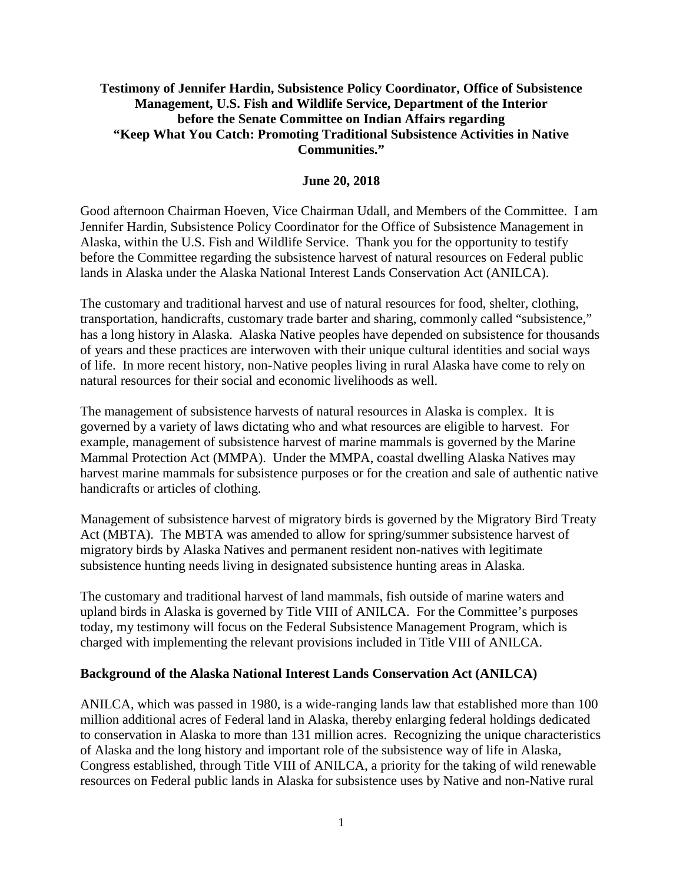**Testimony of Jennifer Hardin, Subsistence Policy Coordinator, Office of Subsistence Management, U.S. Fish and Wildlife Service, Department of the Interior before the Senate Committee on Indian Affairs regarding "Keep What You Catch: Promoting Traditional Subsistence Activities in Native Communities."**

**June 20, 2018**

Good afternoon Chairman Hoeven, Vice Chairman Udall, and Members of the Committee. I am Jennifer Hardin, Subsistence Policy Coordinator for the Office of Subsistence Management in Alaska, within the U.S. Fish and Wildlife Service. Thank you for the opportunity to testify before the Committee regarding the subsistence harvest of natural resources on Federal public lands in Alaska under the Alaska National Interest Lands Conservation Act (ANILCA).

The customary and traditional harvest and use of natural resources for food, shelter, clothing, transportation, handicrafts, customary trade barter and sharing, commonly called "subsistence," has a long history in Alaska. Alaska Native peoples have depended on subsistence for thousands of years and these practices are interwoven with their unique cultural identities and social ways of life. In more recent history, non-Native peoples living in rural Alaska have come to rely on natural resources for their social and economic livelihoods as well.

The management of subsistence harvests of natural resources in Alaska is complex. It is governed by a variety of laws dictating who and what resources are eligible to harvest. For example, management of subsistence harvest of marine mammals is governed by the Marine Mammal Protection Act (MMPA). Under the MMPA, coastal dwelling Alaska Natives may harvest marine mammals for subsistence purposes or for the creation and sale of authentic native handicrafts or articles of clothing.

Management of subsistence harvest of migratory birds is governed by the Migratory Bird Treaty Act (MBTA). The MBTA was amended to allow for spring/summer subsistence harvest of migratory birds by Alaska Natives and permanent resident non-natives with legitimate subsistence hunting needs living in designated subsistence hunting areas in Alaska.

The customary and traditional harvest of land mammals, fish outside of marine waters and upland birds in Alaska is governed by Title VIII of ANILCA. For the Committee's purposes today, my testimony will focus on the Federal Subsistence Management Program, which is charged with implementing the relevant provisions included in Title VIII of ANILCA.

**Background of the Alaska National Interest Lands Conservation Act (ANILCA)**

ANILCA, which was passed in 1980, is a wide-ranging lands law that established more than 100 million additional acres of Federal land in Alaska, thereby enlarging federal holdings dedicated to conservation in Alaska to more than 131 million acres. Recognizing the unique characteristics of Alaska and the long history and important role of the subsistence way of life in Alaska, Congress established, through Title VIII of ANILCA, a priority for the taking of wild renewable resources on Federal public lands in Alaska for subsistence uses by Native and non-Native rural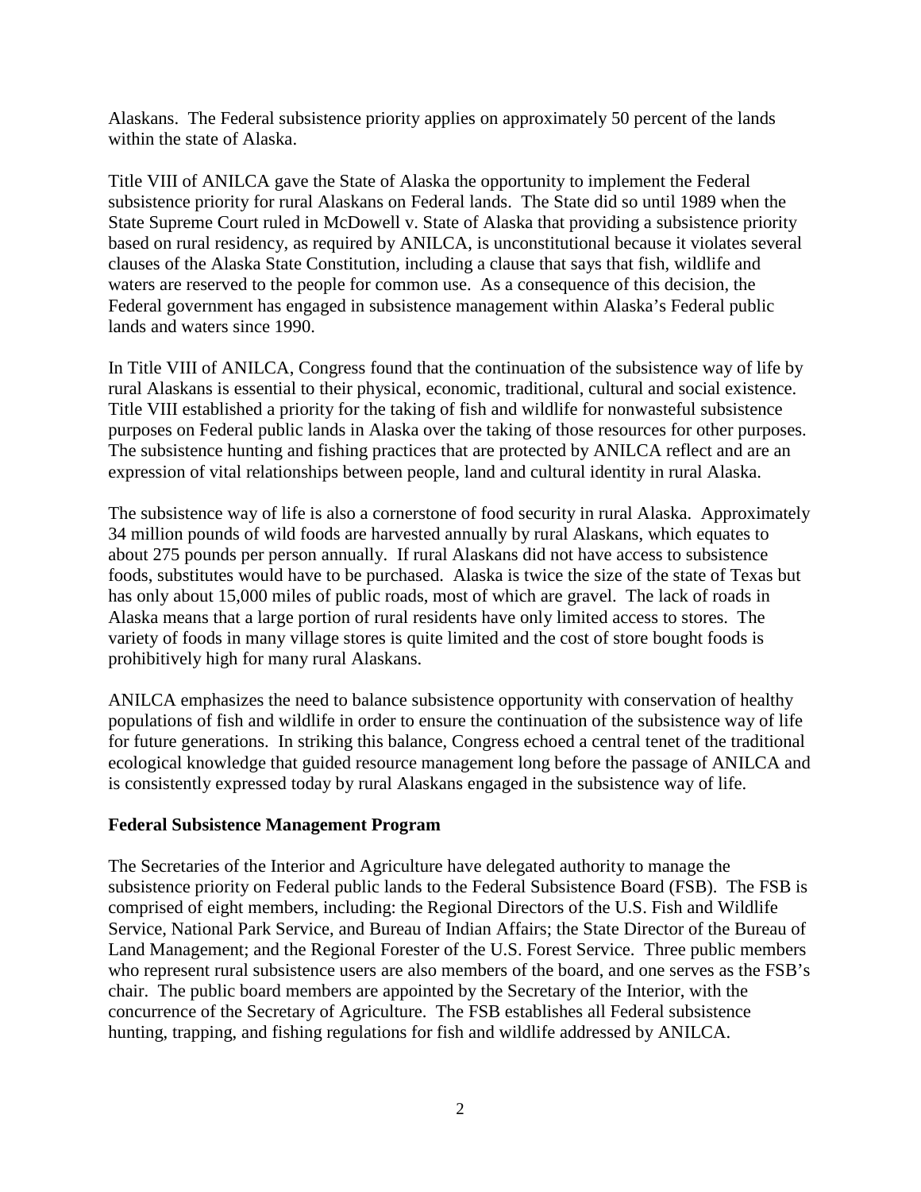Alaskans. The Federal subsistence priority applies on approximately 50 percent of the lands within the state of Alaska.

Title VIII of ANILCA gave the State of Alaska the opportunity to implement the Federal subsistence priority for rural Alaskans on Federal lands. The State did so until 1989 when the State Supreme Court ruled in McDowell v. State of Alaska that providing a subsistence priority based on rural residency, as required by ANILCA, is unconstitutional because it violates several clauses of the Alaska State Constitution, including a clause that says that fish, wildlife and waters are reserved to the people for common use. As a consequence of this decision, the Federal government has engaged in subsistence management within Alaska's Federal public lands and waters since 1990.

In Title VIII of ANILCA, Congress found that the continuation of the subsistence way of life by rural Alaskans is essential to their physical, economic, traditional, cultural and social existence. Title VIII established a priority for the taking of fish and wildlife for nonwasteful subsistence purposes on Federal public lands in Alaska over the taking of those resources for other purposes. The subsistence hunting and fishing practices that are protected by ANILCA reflect and are an expression of vital relationships between people, land and cultural identity in rural Alaska.

The subsistence way of life is also a cornerstone of food security in rural Alaska. Approximately 34 million pounds of wild foods are harvested annually by rural Alaskans, which equates to about 275 pounds per person annually. If rural Alaskans did not have access to subsistence foods, substitutes would have to be purchased. Alaska is twice the size of the state of Texas but has only about 15,000 miles of public roads, most of which are gravel. The lack of roads in Alaska means that a large portion of rural residents have only limited access to stores. The variety of foods in many village stores is quite limited and the cost of store bought foods is prohibitively high for many rural Alaskans.

ANILCA emphasizes the need to balance subsistence opportunity with conservation of healthy populations of fish and wildlife in order to ensure the continuation of the subsistence way of life for future generations. In striking this balance, Congress echoed a central tenet of the traditional ecological knowledge that guided resource management long before the passage of ANILCA and is consistently expressed today by rural Alaskans engaged in the subsistence way of life.

**Federal Subsistence Management Program**

The Secretaries of the Interior and Agriculture have delegated authority to manage the subsistence priority on Federal public lands to the Federal Subsistence Board (FSB). The FSB is comprised of eight members, including: the Regional Directors of the U.S. Fish and Wildlife Service, National Park Service, and Bureau of Indian Affairs; the State Director of the Bureau of Land Management; and the Regional Forester of the U.S. Forest Service. Three public members who represent rural subsistence users are also members of the board, and one serves as the FSB's chair. The public board members are appointed by the Secretary of the Interior, with the concurrence of the Secretary of Agriculture. The FSB establishes all Federal subsistence hunting, trapping, and fishing regulations for fish and wildlife addressed by ANILCA.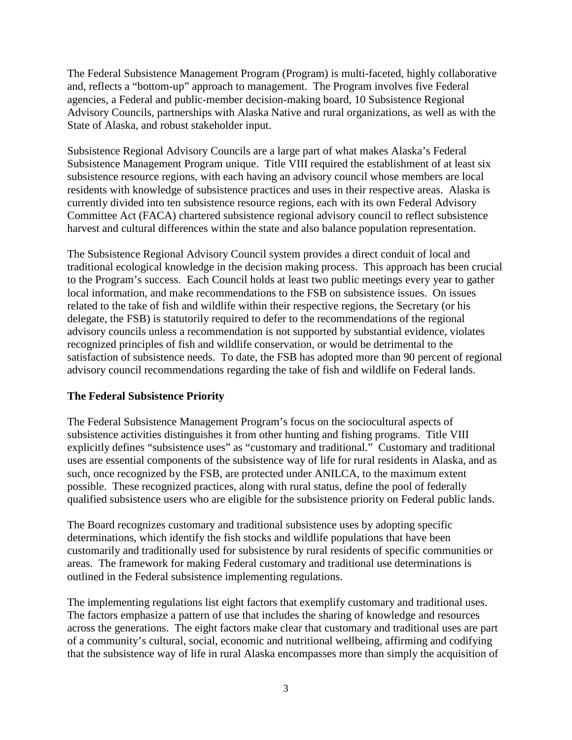The Federal Subsistence Management Program (Program) is multi-faceted, highly collaborative and, reflects a "bottom-up" approach to management. The Program involves five Federal agencies, a Federal and public-member decision-making board, 10 Subsistence Regional Advisory Councils, partnerships with Alaska Native and rural organizations, as well as with the State of Alaska, and robust stakeholder input.

Subsistence Regional Advisory Councils are a large part of what makes Alaska's Federal Subsistence Management Program unique. Title VIII required the establishment of at least six subsistence resource regions, with each having an advisory council whose members are local residents with knowledge of subsistence practices and uses in their respective areas. Alaska is currently divided into ten subsistence resource regions, each with its own Federal Advisory Committee Act (FACA) chartered subsistence regional advisory council to reflect subsistence harvest and cultural differences within the state and also balance population representation.

The Subsistence Regional Advisory Council system provides a direct conduit of local and traditional ecological knowledge in the decision making process. This approach has been crucial to the Program's success. Each Council holds at least two public meetings every year to gather local information, and make recommendations to the FSB on subsistence issues. On issues related to the take of fish and wildlife within their respective regions, the Secretary (or his delegate, the FSB) is statutorily required to defer to the recommendations of the regional advisory councils unless a recommendation is not supported by substantial evidence, violates recognized principles of fish and wildlife conservation, or would be detrimental to the satisfaction of subsistence needs. To date, the FSB has adopted more than 90 percent of regional advisory council recommendations regarding the take of fish and wildlife on Federal lands.

**The Federal Subsistence Priority**

The Federal Subsistence Management Program's focus on the sociocultural aspects of subsistence activities distinguishes it from other hunting and fishing programs. Title VIII explicitly defines "subsistence uses" as "customary and traditional." Customary and traditional uses are essential components of the subsistence way of life for rural residents in Alaska, and as such, once recognized by the FSB, are protected under ANILCA, to the maximum extent possible. These recognized practices, along with rural status, define the pool of federally qualified subsistence users who are eligible for the subsistence priority on Federal public lands.

The Board recognizes customary and traditional subsistence uses by adopting specific determinations, which identify the fish stocks and wildlife populations that have been customarily and traditionally used for subsistence by rural residents of specific communities or areas. The framework for making Federal customary and traditional use determinations is outlined in the Federal subsistence implementing regulations.

The implementing regulations list eight factors that exemplify customary and traditional uses. The factors emphasize a pattern of use that includes the sharing of knowledge and resources across the generations. The eight factors make clear that customary and traditional uses are part of a community's cultural, social, economic and nutritional wellbeing, affirming and codifying that the subsistence way of life in rural Alaska encompasses more than simply the acquisition of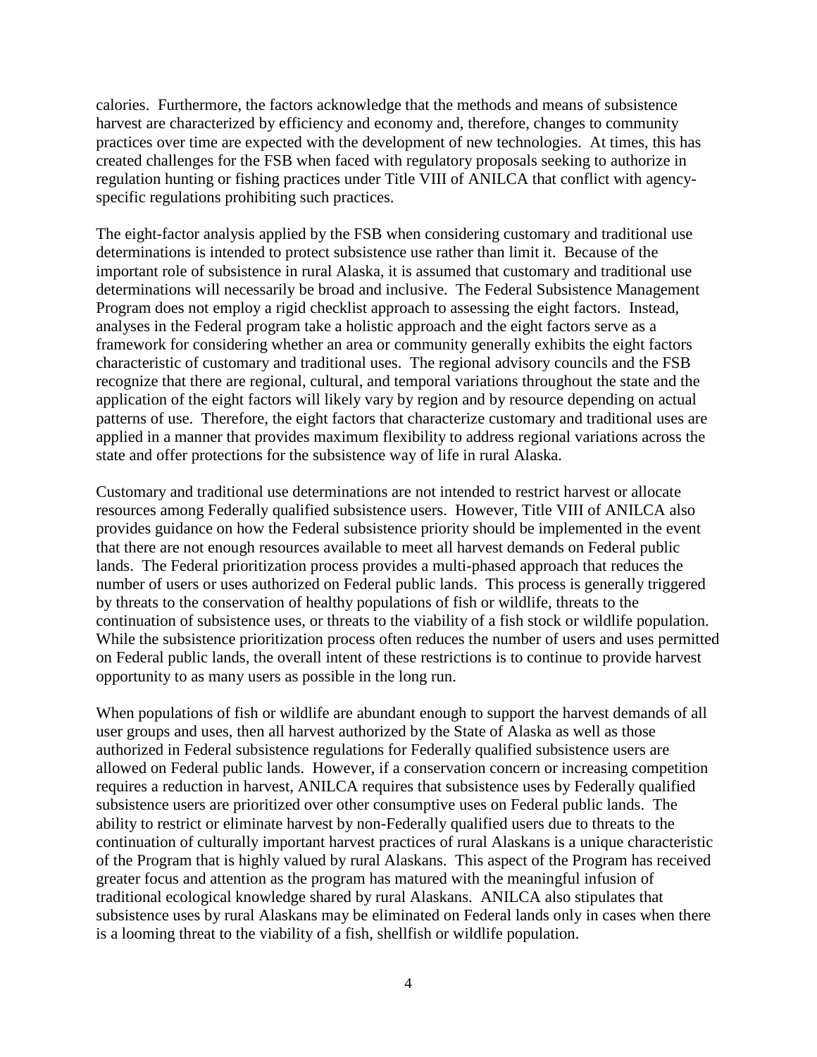calories. Furthermore, the factors acknowledge that the methods and means of subsistence harvest are characterized by efficiency and economy and, therefore, changes to community practices over time are expected with the development of new technologies. At times, this has created challenges for the FSB when faced with regulatory proposals seeking to authorize in regulation hunting or fishing practices under Title VIII of ANILCA that conflict with agency-specific regulations prohibiting such practices.

The eight-factor analysis applied by the FSB when considering customary and traditional use determinations is intended to protect subsistence use rather than limit it. Because of the important role of subsistence in rural Alaska, it is assumed that customary and traditional use determinations will necessarily be broad and inclusive. The Federal Subsistence Management Program does not employ a rigid checklist approach to assessing the eight factors. Instead, analyses in the Federal program take a holistic approach and the eight factors serve as a framework for considering whether an area or community generally exhibits the eight factors characteristic of customary and traditional uses. The regional advisory councils and the FSB recognize that there are regional, cultural, and temporal variations throughout the state and the application of the eight factors will likely vary by region and by resource depending on actual patterns of use. Therefore, the eight factors that characterize customary and traditional uses are applied in a manner that provides maximum flexibility to address regional variations across the state and offer protections for the subsistence way of life in rural Alaska.

Customary and traditional use determinations are not intended to restrict harvest or allocate resources among Federally qualified subsistence users. However, Title VIII of ANILCA also provides guidance on how the Federal subsistence priority should be implemented in the event that there are not enough resources available to meet all harvest demands on Federal public lands. The Federal prioritization process provides a multi-phased approach that reduces the number of users or uses authorized on Federal public lands. This process is generally triggered by threats to the conservation of healthy populations of fish or wildlife, threats to the continuation of subsistence uses, or threats to the viability of a fish stock or wildlife population. While the subsistence prioritization process often reduces the number of users and uses permitted on Federal public lands, the overall intent of these restrictions is to continue to provide harvest opportunity to as many users as possible in the long run.

When populations of fish or wildlife are abundant enough to support the harvest demands of all user groups and uses, then all harvest authorized by the State of Alaska as well as those authorized in Federal subsistence regulations for Federally qualified subsistence users are allowed on Federal public lands. However, if a conservation concern or increasing competition requires a reduction in harvest, ANILCA requires that subsistence uses by Federally qualified subsistence users are prioritized over other consumptive uses on Federal public lands. The ability to restrict or eliminate harvest by non-Federally qualified users due to threats to the continuation of culturally important harvest practices of rural Alaskans is a unique characteristic of the Program that is highly valued by rural Alaskans. This aspect of the Program has received greater focus and attention as the program has matured with the meaningful infusion of traditional ecological knowledge shared by rural Alaskans. ANILCA also stipulates that subsistence uses by rural Alaskans may be eliminated on Federal lands only in cases when there is a looming threat to the viability of a fish, shellfish or wildlife population.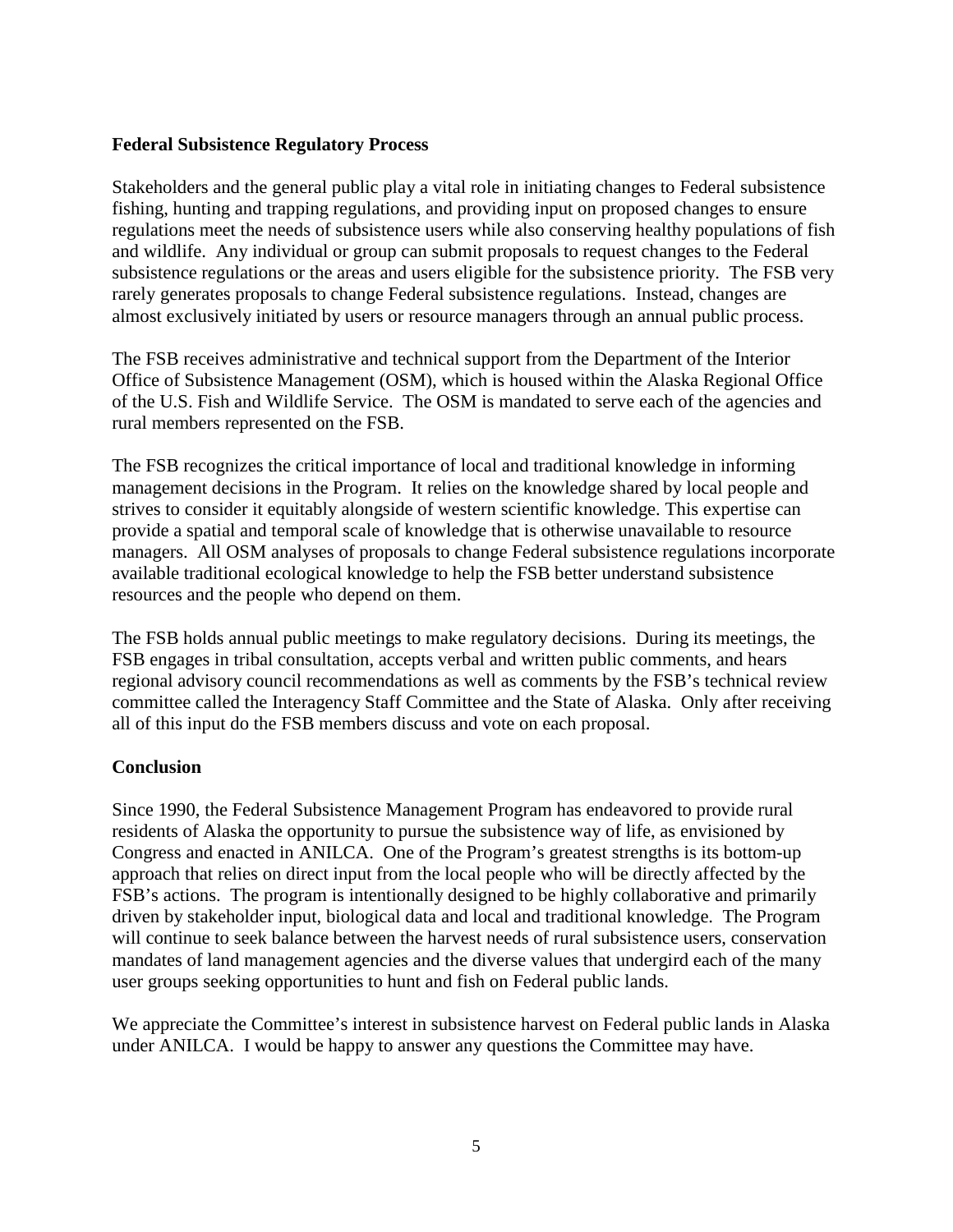**Federal Subsistence Regulatory Process**

Stakeholders and the general public play a vital role in initiating changes to Federal subsistence fishing, hunting and trapping regulations, and providing input on proposed changes to ensure regulations meet the needs of subsistence users while also conserving healthy populations of fish and wildlife. Any individual or group can submit proposals to request changes to the Federal subsistence regulations or the areas and users eligible for the subsistence priority. The FSB very rarely generates proposals to change Federal subsistence regulations. Instead, changes are almost exclusively initiated by users or resource managers through an annual public process.

The FSB receives administrative and technical support from the Department of the Interior Office of Subsistence Management (OSM), which is housed within the Alaska Regional Office of the U.S. Fish and Wildlife Service. The OSM is mandated to serve each of the agencies and rural members represented on the FSB.

The FSB recognizes the critical importance of local and traditional knowledge in informing management decisions in the Program. It relies on the knowledge shared by local people and strives to consider it equitably alongside of western scientific knowledge. This expertise can provide a spatial and temporal scale of knowledge that is otherwise unavailable to resource managers. All OSM analyses of proposals to change Federal subsistence regulations incorporate available traditional ecological knowledge to help the FSB better understand subsistence resources and the people who depend on them.

The FSB holds annual public meetings to make regulatory decisions. During its meetings, the FSB engages in tribal consultation, accepts verbal and written public comments, and hears regional advisory council recommendations as well as comments by the FSB's technical review committee called the Interagency Staff Committee and the State of Alaska. Only after receiving all of this input do the FSB members discuss and vote on each proposal.

**Conclusion**

Since 1990, the Federal Subsistence Management Program has endeavored to provide rural residents of Alaska the opportunity to pursue the subsistence way of life, as envisioned by Congress and enacted in ANILCA. One of the Program's greatest strengths is its bottom-up approach that relies on direct input from the local people who will be directly affected by the FSB's actions. The program is intentionally designed to be highly collaborative and primarily driven by stakeholder input, biological data and local and traditional knowledge. The Program will continue to seek balance between the harvest needs of rural subsistence users, conservation mandates of land management agencies and the diverse values that undergird each of the many user groups seeking opportunities to hunt and fish on Federal public lands.

We appreciate the Committee's interest in subsistence harvest on Federal public lands in Alaska under ANILCA. I would be happy to answer any questions the Committee may have.